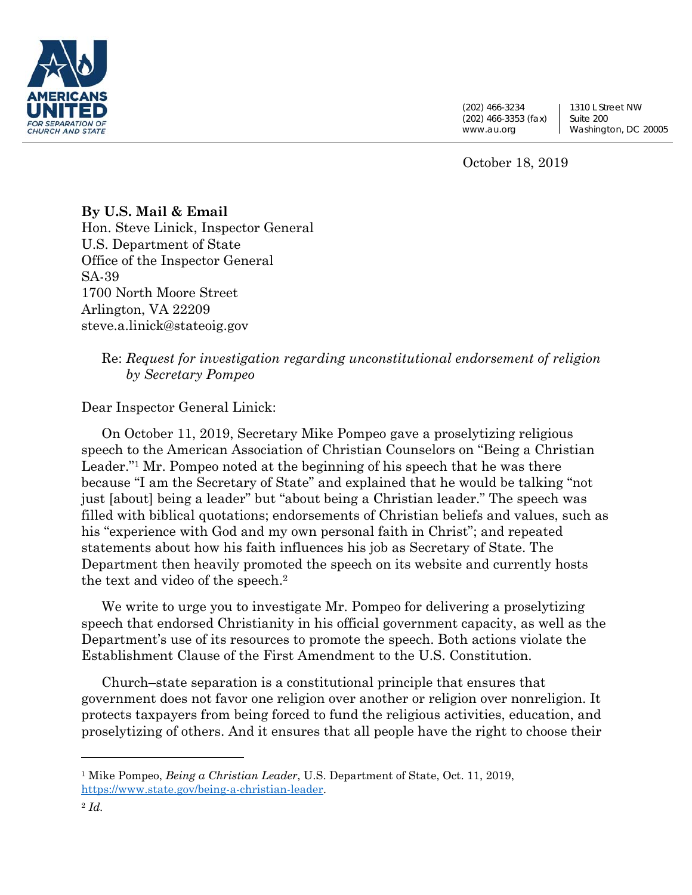AMERICANS UNITED FOR SEPARATION OF CHURCH AND STATE

(202) 466-3234
(202) 466-3353 (fax)
www.au.org

1310 L Street NW
Suite 200
Washington, DC 20005

October 18, 2019

**By U.S. Mail & Email**
Hon. Steve Linick, Inspector General
U.S. Department of State
Office of the Inspector General
SA-39
1700 North Moore Street
Arlington, VA 22209
steve.a.linick@stateoig.gov

Re: *Request for investigation regarding unconstitutional endorsement of religion by Secretary Pompeo*

Dear Inspector General Linick:

On October 11, 2019, Secretary Mike Pompeo gave a proselytizing religious speech to the American Association of Christian Counselors on "Being a Christian Leader."[1] Mr. Pompeo noted at the beginning of his speech that he was there because "I am the Secretary of State" and explained that he would be talking "not just [about] being a leader" but "about being a Christian leader." The speech was filled with biblical quotations; endorsements of Christian beliefs and values, such as his "experience with God and my own personal faith in Christ"; and repeated statements about how his faith influences his job as Secretary of State. The Department then heavily promoted the speech on its website and currently hosts the text and video of the speech.[2]

We write to urge you to investigate Mr. Pompeo for delivering a proselytizing speech that endorsed Christianity in his official government capacity, as well as the Department's use of its resources to promote the speech. Both actions violate the Establishment Clause of the First Amendment to the U.S. Constitution.

Church–state separation is a constitutional principle that ensures that government does not favor one religion over another or religion over nonreligion. It protects taxpayers from being forced to fund the religious activities, education, and proselytizing of others. And it ensures that all people have the right to choose their

---

[1] Mike Pompeo, *Being a Christian Leader*, U.S. Department of State, Oct. 11, 2019, https://www.state.gov/being-a-christian-leader.

[2] *Id.*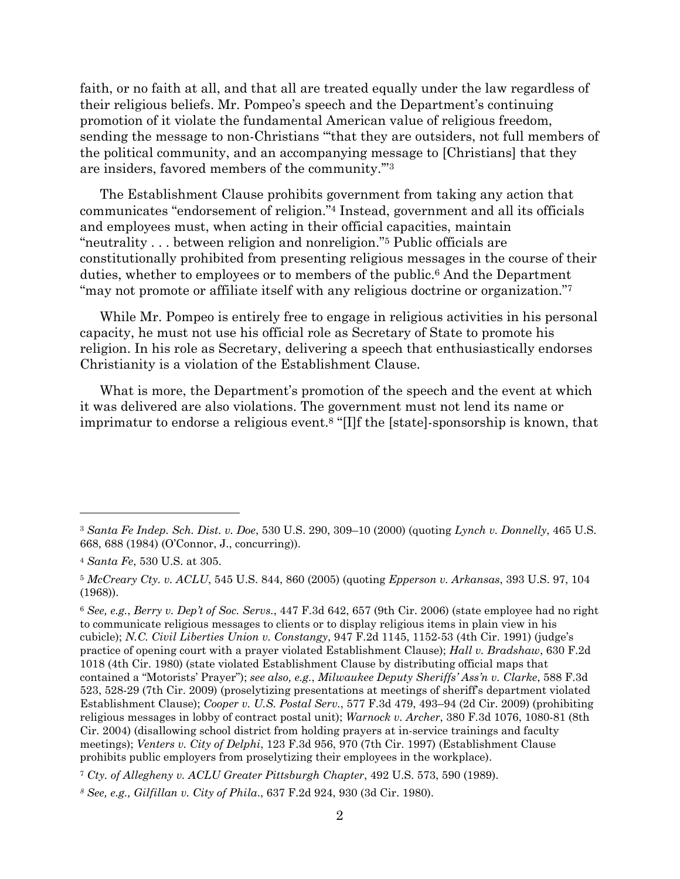faith, or no faith at all, and that all are treated equally under the law regardless of their religious beliefs. Mr. Pompeo's speech and the Department's continuing promotion of it violate the fundamental American value of religious freedom, sending the message to non-Christians "'that they are outsiders, not full members of the political community, and an accompanying message to [Christians] that they are insiders, favored members of the community.'"[3]

The Establishment Clause prohibits government from taking any action that communicates "endorsement of religion."[4] Instead, government and all its officials and employees must, when acting in their official capacities, maintain "neutrality . . . between religion and nonreligion."[5] Public officials are constitutionally prohibited from presenting religious messages in the course of their duties, whether to employees or to members of the public.[6] And the Department "may not promote or affiliate itself with any religious doctrine or organization."[7]

While Mr. Pompeo is entirely free to engage in religious activities in his personal capacity, he must not use his official role as Secretary of State to promote his religion. In his role as Secretary, delivering a speech that enthusiastically endorses Christianity is a violation of the Establishment Clause.

What is more, the Department's promotion of the speech and the event at which it was delivered are also violations. The government must not lend its name or imprimatur to endorse a religious event.[8] "[I]f the [state]-sponsorship is known, that

---

[3] *Santa Fe Indep. Sch. Dist. v. Doe*, 530 U.S. 290, 309–10 (2000) (quoting *Lynch v. Donnelly*, 465 U.S. 668, 688 (1984) (O'Connor, J., concurring)).

[4] *Santa Fe*, 530 U.S. at 305.

[5] *McCreary Cty. v. ACLU*, 545 U.S. 844, 860 (2005) (quoting *Epperson v. Arkansas*, 393 U.S. 97, 104 (1968)).

[6] *See, e.g.*, *Berry v. Dep't of Soc. Servs.*, 447 F.3d 642, 657 (9th Cir. 2006) (state employee had no right to communicate religious messages to clients or to display religious items in plain view in his cubicle); *N.C. Civil Liberties Union v. Constangy*, 947 F.2d 1145, 1152-53 (4th Cir. 1991) (judge's practice of opening court with a prayer violated Establishment Clause); *Hall v. Bradshaw*, 630 F.2d 1018 (4th Cir. 1980) (state violated Establishment Clause by distributing official maps that contained a "Motorists' Prayer"); *see also, e.g.*, *Milwaukee Deputy Sheriffs' Ass'n v. Clarke*, 588 F.3d 523, 528-29 (7th Cir. 2009) (proselytizing presentations at meetings of sheriff's department violated Establishment Clause); *Cooper v. U.S. Postal Serv.*, 577 F.3d 479, 493–94 (2d Cir. 2009) (prohibiting religious messages in lobby of contract postal unit); *Warnock v. Archer*, 380 F.3d 1076, 1080-81 (8th Cir. 2004) (disallowing school district from holding prayers at in-service trainings and faculty meetings); *Venters v. City of Delphi*, 123 F.3d 956, 970 (7th Cir. 1997) (Establishment Clause prohibits public employers from proselytizing their employees in the workplace).

[7] *Cty. of Allegheny v. ACLU Greater Pittsburgh Chapter*, 492 U.S. 573, 590 (1989).

[8] *See, e.g., Gilfillan v. City of Phila*., 637 F.2d 924, 930 (3d Cir. 1980).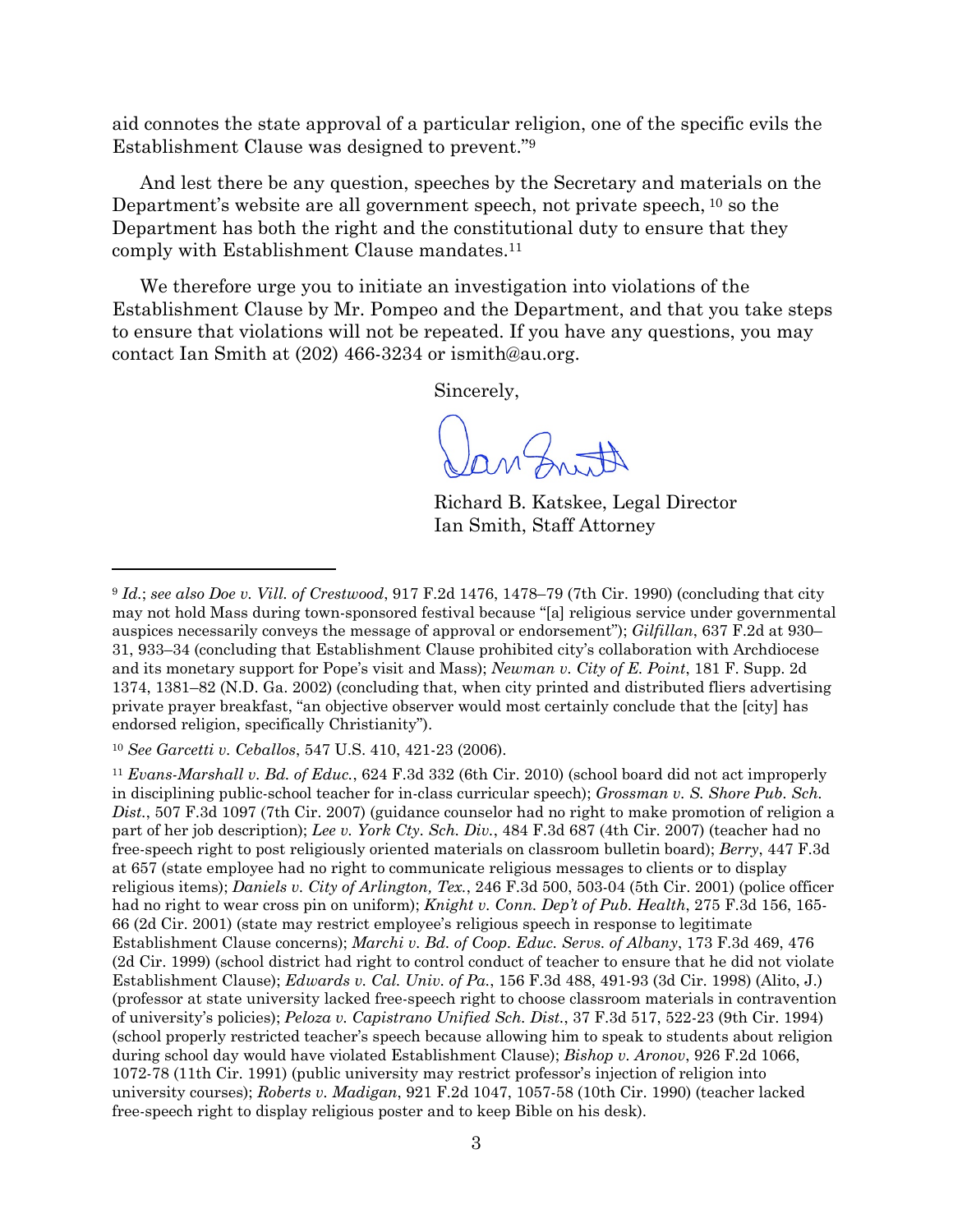aid connotes the state approval of a particular religion, one of the specific evils the Establishment Clause was designed to prevent."[9]

And lest there be any question, speeches by the Secretary and materials on the Department's website are all government speech, not private speech, [10] so the Department has both the right and the constitutional duty to ensure that they comply with Establishment Clause mandates.[11]

We therefore urge you to initiate an investigation into violations of the Establishment Clause by Mr. Pompeo and the Department, and that you take steps to ensure that violations will not be repeated. If you have any questions, you may contact Ian Smith at (202) 466-3234 or ismith@au.org.

Sincerely,

Richard B. Katskee, Legal Director
Ian Smith, Staff Attorney

---

[9] *Id.*; *see also Doe v. Vill. of Crestwood*, 917 F.2d 1476, 1478–79 (7th Cir. 1990) (concluding that city may not hold Mass during town-sponsored festival because "[a] religious service under governmental auspices necessarily conveys the message of approval or endorsement"); *Gilfillan*, 637 F.2d at 930–31, 933–34 (concluding that Establishment Clause prohibited city's collaboration with Archdiocese and its monetary support for Pope's visit and Mass); *Newman v. City of E. Point*, 181 F. Supp. 2d 1374, 1381–82 (N.D. Ga. 2002) (concluding that, when city printed and distributed fliers advertising private prayer breakfast, "an objective observer would most certainly conclude that the [city] has endorsed religion, specifically Christianity").

[10] *See Garcetti v. Ceballos*, 547 U.S. 410, 421-23 (2006).

[11] *Evans-Marshall v. Bd. of Educ.*, 624 F.3d 332 (6th Cir. 2010) (school board did not act improperly in disciplining public-school teacher for in-class curricular speech); *Grossman v. S. Shore Pub. Sch. Dist.*, 507 F.3d 1097 (7th Cir. 2007) (guidance counselor had no right to make promotion of religion a part of her job description); *Lee v. York Cty. Sch. Div.*, 484 F.3d 687 (4th Cir. 2007) (teacher had no free-speech right to post religiously oriented materials on classroom bulletin board); *Berry*, 447 F.3d at 657 (state employee had no right to communicate religious messages to clients or to display religious items); *Daniels v. City of Arlington, Tex.*, 246 F.3d 500, 503-04 (5th Cir. 2001) (police officer had no right to wear cross pin on uniform); *Knight v. Conn. Dep't of Pub. Health*, 275 F.3d 156, 165-66 (2d Cir. 2001) (state may restrict employee's religious speech in response to legitimate Establishment Clause concerns); *Marchi v. Bd. of Coop. Educ. Servs. of Albany*, 173 F.3d 469, 476 (2d Cir. 1999) (school district had right to control conduct of teacher to ensure that he did not violate Establishment Clause); *Edwards v. Cal. Univ. of Pa.*, 156 F.3d 488, 491-93 (3d Cir. 1998) (Alito, J.) (professor at state university lacked free-speech right to choose classroom materials in contravention of university's policies); *Peloza v. Capistrano Unified Sch. Dist.*, 37 F.3d 517, 522-23 (9th Cir. 1994) (school properly restricted teacher's speech because allowing him to speak to students about religion during school day would have violated Establishment Clause); *Bishop v. Aronov*, 926 F.2d 1066, 1072-78 (11th Cir. 1991) (public university may restrict professor's injection of religion into university courses); *Roberts v. Madigan*, 921 F.2d 1047, 1057-58 (10th Cir. 1990) (teacher lacked free-speech right to display religious poster and to keep Bible on his desk).